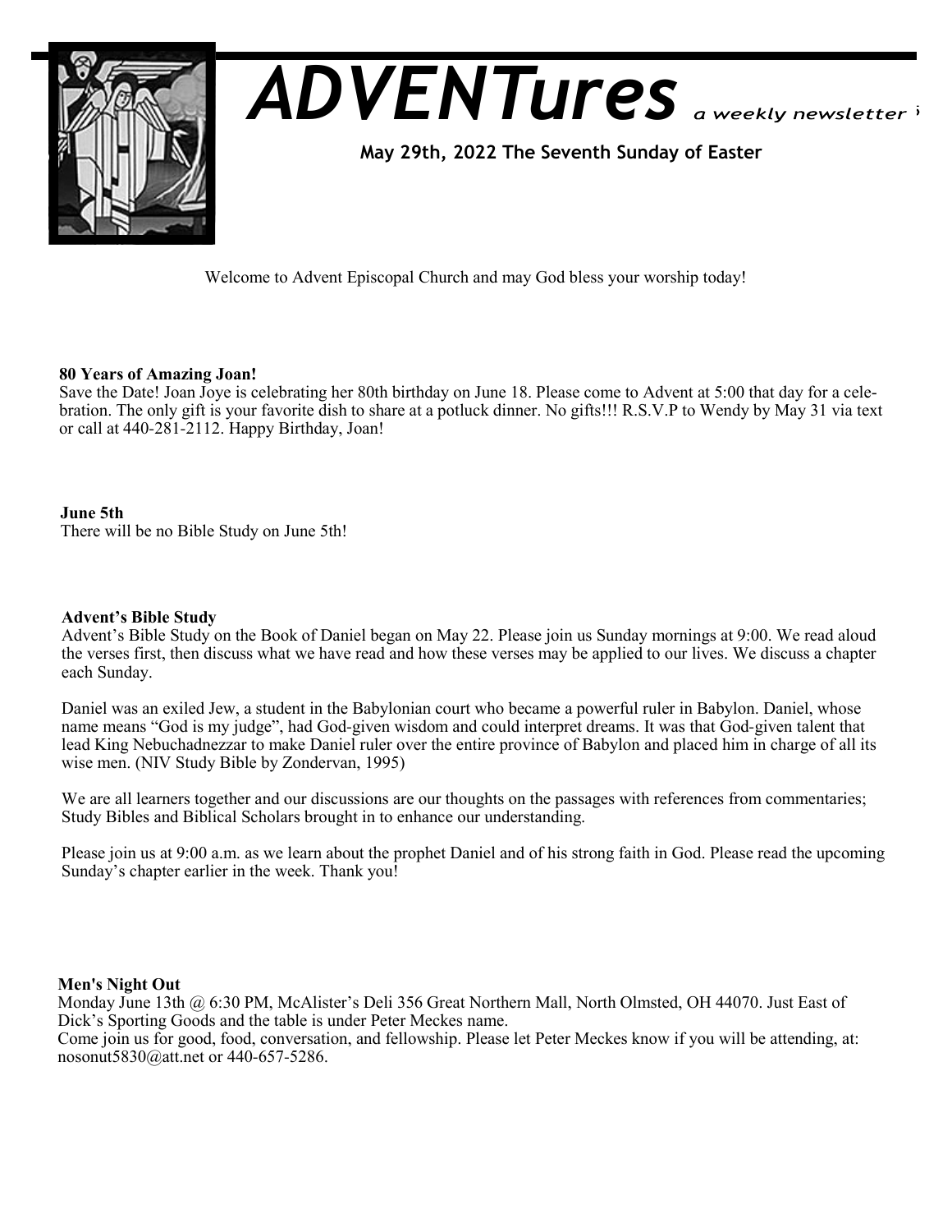# ADVENTures *a weekly newsletter*

**May 29th, 2022 The Seventh Sunday of Easter**

Welcome to Advent Episcopal Church and may God bless your worship today!

**80 Years of Amazing Joan!**

Save the Date! Joan Joye is celebrating her 80th birthday on June 18. Please come to Advent at 5:00 that day for a celebration. The only gift is your favorite dish to share at a potluck dinner. No gifts!!! R.S.V.P to Wendy by May 31 via text or call at 440-281-2112. Happy Birthday, Joan!

**June 5th**

There will be no Bible Study on June 5th!

**Advent's Bible Study**

Advent's Bible Study on the Book of Daniel began on May 22. Please join us Sunday mornings at 9:00. We read aloud the verses first, then discuss what we have read and how these verses may be applied to our lives. We discuss a chapter each Sunday.

Daniel was an exiled Jew, a student in the Babylonian court who became a powerful ruler in Babylon. Daniel, whose name means "God is my judge", had God-given wisdom and could interpret dreams. It was that God-given talent that lead King Nebuchadnezzar to make Daniel ruler over the entire province of Babylon and placed him in charge of all its wise men. (NIV Study Bible by Zondervan, 1995)

We are all learners together and our discussions are our thoughts on the passages with references from commentaries; Study Bibles and Biblical Scholars brought in to enhance our understanding.

Please join us at 9:00 a.m. as we learn about the prophet Daniel and of his strong faith in God. Please read the upcoming Sunday's chapter earlier in the week. Thank you!

**Men's Night Out**

Monday June 13th @ 6:30 PM, McAlister's Deli 356 Great Northern Mall, North Olmsted, OH 44070. Just East of Dick's Sporting Goods and the table is under Peter Meckes name.

Come join us for good, food, conversation, and fellowship. Please let Peter Meckes know if you will be attending, at: nosonut5830@att.net or 440-657-5286.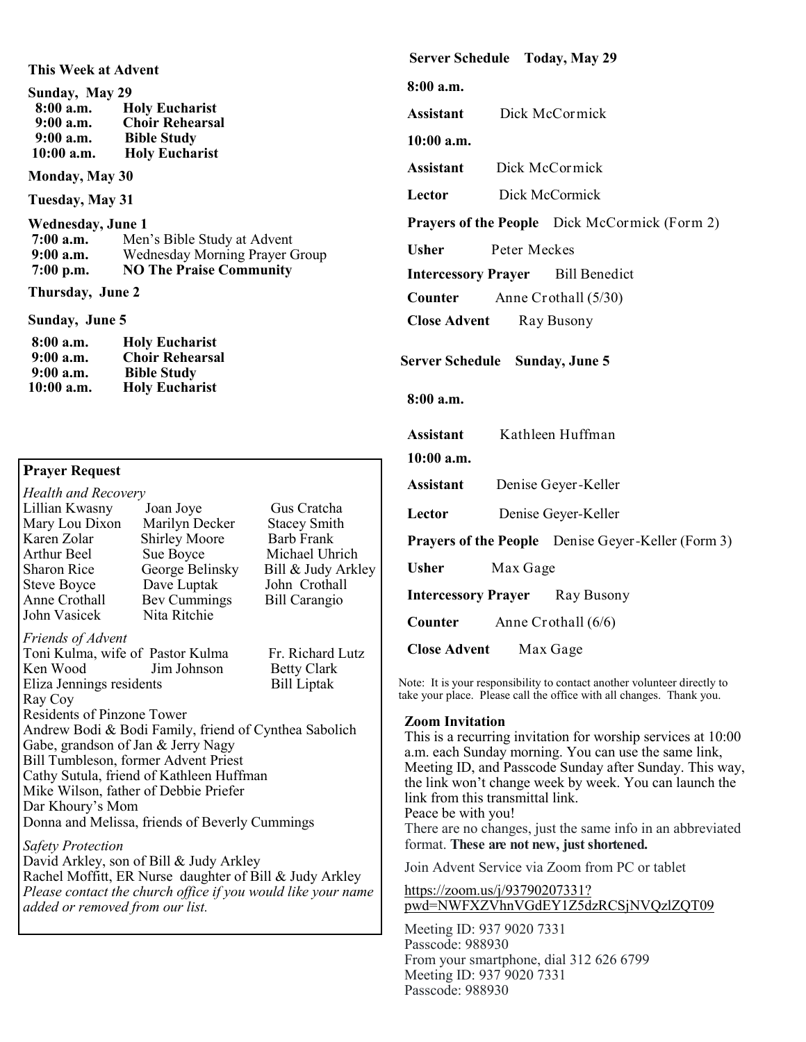## This Week at Advent

**Sunday, May 29**

| | |
|---|---|
| **8:00 a.m.** | **Holy Eucharist** |
| **9:00 a.m.** | **Choir Rehearsal** |
| **9:00 a.m.** | **Bible Study** |
| **10:00 a.m.** | **Holy Eucharist** |

**Monday, May 30**

**Tuesday, May 31**

**Wednesday, June 1**

| | |
|---|---|
| **7:00 a.m.** | Men's Bible Study at Advent |
| **9:00 a.m.** | Wednesday Morning Prayer Group |
| **7:00 p.m.** | **NO The Praise Community** |

**Thursday, June 2**

**Sunday, June 5**

| | |
|---|---|
| **8:00 a.m.** | **Holy Eucharist** |
| **9:00 a.m.** | **Choir Rehearsal** |
| **9:00 a.m.** | **Bible Study** |
| **10:00 a.m.** | **Holy Eucharist** |

## Prayer Request

*Health and Recovery*

| | | |
|---|---|---|
| Lillian Kwasny | Joan Joye | Gus Cratcha |
| Mary Lou Dixon | Marilyn Decker | Stacey Smith |
| Karen Zolar | Shirley Moore | Barb Frank |
| Arthur Beel | Sue Boyce | Michael Uhrich |
| Sharon Rice | George Belinsky | Bill & Judy Arkley |
| Steve Boyce | Dave Luptak | John Crothall |
| Anne Crothall | Bev Cummings | Bill Carangio |
| John Vasicek | Nita Ritchie | |

*Friends of Advent*

Toni Kulma, wife of Pastor Kulma — Fr. Richard Lutz
Ken Wood — Jim Johnson — Betty Clark
Eliza Jennings residents — Bill Liptak
Ray Coy
Residents of Pinzone Tower
Andrew Bodi & Bodi Family, friend of Cynthea Sabolich
Gabe, grandson of Jan & Jerry Nagy
Bill Tumbleson, former Advent Priest
Cathy Sutula, friend of Kathleen Huffman
Mike Wilson, father of Debbie Priefer
Dar Khoury's Mom
Donna and Melissa, friends of Beverly Cummings

*Safety Protection*

David Arkley, son of Bill & Judy Arkley
Rachel Moffitt, ER Nurse daughter of Bill & Judy Arkley

*Please contact the church office if you would like your name added or removed from our list.*

## Server Schedule Today, May 29

**8:00 a.m.**

**Assistant** Dick McCormick

**10:00 a.m.**

**Assistant** Dick McCormick

**Lector** Dick McCormick

**Prayers of the People** Dick McCormick (Form 2)

**Usher** Peter Meckes

**Intercessory Prayer** Bill Benedict

**Counter** Anne Crothall (5/30)

**Close Advent** Ray Busony

## Server Schedule Sunday, June 5

**8:00 a.m.**

**Assistant** Kathleen Huffman

**10:00 a.m.**

**Assistant** Denise Geyer-Keller

**Lector** Denise Geyer-Keller

**Prayers of the People** Denise Geyer-Keller (Form 3)

**Usher** Max Gage

**Intercessory Prayer** Ray Busony

**Counter** Anne Crothall (6/6)

**Close Advent** Max Gage

Note: It is your responsibility to contact another volunteer directly to take your place. Please call the office with all changes. Thank you.

### Zoom Invitation

This is a recurring invitation for worship services at 10:00 a.m. each Sunday morning. You can use the same link, Meeting ID, and Passcode Sunday after Sunday. This way, the link won't change week by week. You can launch the link from this transmittal link.
Peace be with you!
There are no changes, just the same info in an abbreviated format. **These are not new, just shortened.**

Join Advent Service via Zoom from PC or tablet

https://zoom.us/j/93790207331?pwd=NWFXZVhnVGdEY1Z5dzRCSjNVQzlZQT09

Meeting ID: 937 9020 7331
Passcode: 988930
From your smartphone, dial 312 626 6799
Meeting ID: 937 9020 7331
Passcode: 988930